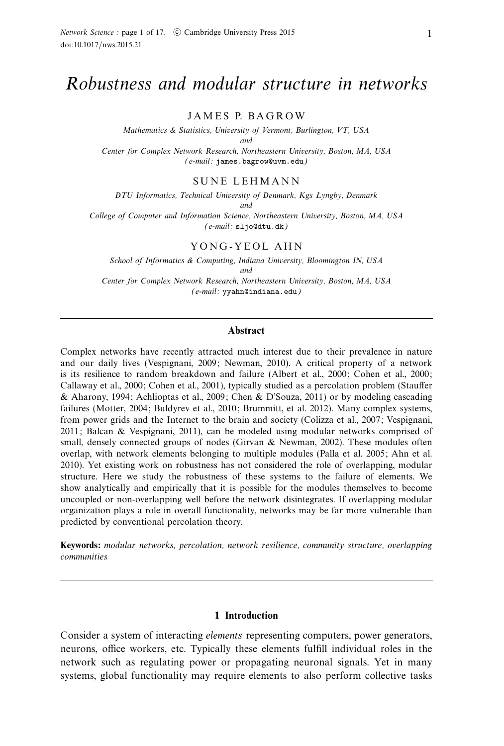# *Robustness and modular structure in networks*

JAMES P. BAGROW

*Mathematics & Statistics, University of Vermont, Burlington, VT, USA*
*and*
*Center for Complex Network Research, Northeastern University, Boston, MA, USA*
*(e-mail:* james.bagrow@uvm.edu*)*

SUNE LEHMANN

*DTU Informatics, Technical University of Denmark, Kgs Lyngby, Denmark*
*and*
*College of Computer and Information Science, Northeastern University, Boston, MA, USA*
*(e-mail:* sljo@dtu.dk*)*

YONG-YEOL AHN

*School of Informatics & Computing, Indiana University, Bloomington IN, USA*
*and*
*Center for Complex Network Research, Northeastern University, Boston, MA, USA*
*(e-mail:* yyahn@indiana.edu*)*

## Abstract

Complex networks have recently attracted much interest due to their prevalence in nature and our daily lives (Vespignani, 2009; Newman, 2010). A critical property of a network is its resilience to random breakdown and failure (Albert et al., 2000; Cohen et al., 2000; Callaway et al., 2000; Cohen et al., 2001), typically studied as a percolation problem (Stauffer & Aharony, 1994; Achlioptas et al., 2009; Chen & D'Souza, 2011) or by modeling cascading failures (Motter, 2004; Buldyrev et al., 2010; Brummitt, et al. 2012). Many complex systems, from power grids and the Internet to the brain and society (Colizza et al., 2007; Vespignani, 2011; Balcan & Vespignani, 2011), can be modeled using modular networks comprised of small, densely connected groups of nodes (Girvan & Newman, 2002). These modules often overlap, with network elements belonging to multiple modules (Palla et al. 2005; Ahn et al. 2010). Yet existing work on robustness has not considered the role of overlapping, modular structure. Here we study the robustness of these systems to the failure of elements. We show analytically and empirically that it is possible for the modules themselves to become uncoupled or non-overlapping well before the network disintegrates. If overlapping modular organization plays a role in overall functionality, networks may be far more vulnerable than predicted by conventional percolation theory.

**Keywords:** *modular networks, percolation, network resilience, community structure, overlapping communities*

## 1 Introduction

Consider a system of interacting *elements* representing computers, power generators, neurons, office workers, etc. Typically these elements fulfill individual roles in the network such as regulating power or propagating neuronal signals. Yet in many systems, global functionality may require elements to also perform collective tasks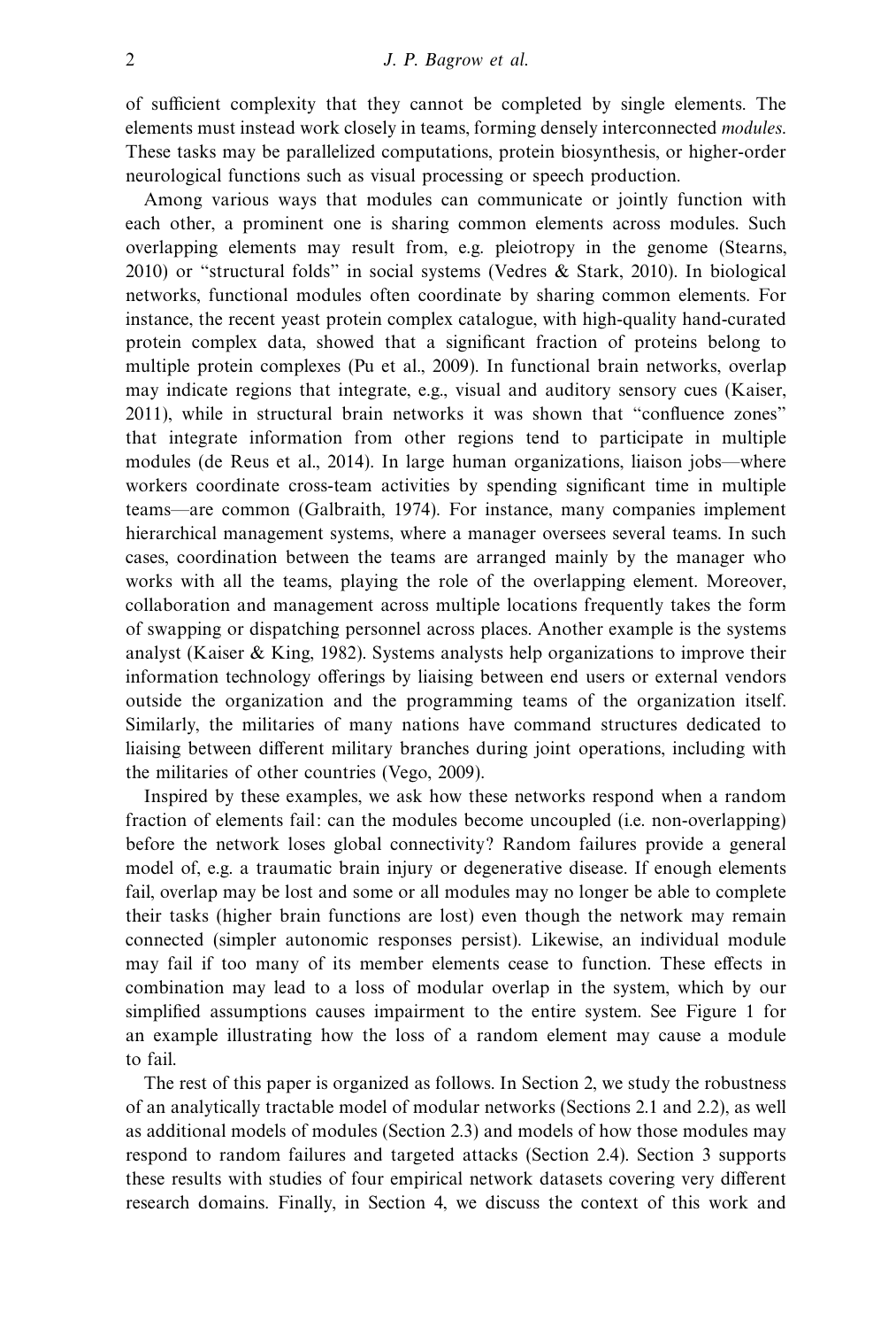of sufficient complexity that they cannot be completed by single elements. The elements must instead work closely in teams, forming densely interconnected *modules*. These tasks may be parallelized computations, protein biosynthesis, or higher-order neurological functions such as visual processing or speech production.

Among various ways that modules can communicate or jointly function with each other, a prominent one is sharing common elements across modules. Such overlapping elements may result from, e.g. pleiotropy in the genome (Stearns, 2010) or "structural folds" in social systems (Vedres & Stark, 2010). In biological networks, functional modules often coordinate by sharing common elements. For instance, the recent yeast protein complex catalogue, with high-quality hand-curated protein complex data, showed that a significant fraction of proteins belong to multiple protein complexes (Pu et al., 2009). In functional brain networks, overlap may indicate regions that integrate, e.g., visual and auditory sensory cues (Kaiser, 2011), while in structural brain networks it was shown that "confluence zones" that integrate information from other regions tend to participate in multiple modules (de Reus et al., 2014). In large human organizations, liaison jobs—where workers coordinate cross-team activities by spending significant time in multiple teams—are common (Galbraith, 1974). For instance, many companies implement hierarchical management systems, where a manager oversees several teams. In such cases, coordination between the teams are arranged mainly by the manager who works with all the teams, playing the role of the overlapping element. Moreover, collaboration and management across multiple locations frequently takes the form of swapping or dispatching personnel across places. Another example is the systems analyst (Kaiser & King, 1982). Systems analysts help organizations to improve their information technology offerings by liaising between end users or external vendors outside the organization and the programming teams of the organization itself. Similarly, the militaries of many nations have command structures dedicated to liaising between different military branches during joint operations, including with the militaries of other countries (Vego, 2009).

Inspired by these examples, we ask how these networks respond when a random fraction of elements fail: can the modules become uncoupled (i.e. non-overlapping) before the network loses global connectivity? Random failures provide a general model of, e.g. a traumatic brain injury or degenerative disease. If enough elements fail, overlap may be lost and some or all modules may no longer be able to complete their tasks (higher brain functions are lost) even though the network may remain connected (simpler autonomic responses persist). Likewise, an individual module may fail if too many of its member elements cease to function. These effects in combination may lead to a loss of modular overlap in the system, which by our simplified assumptions causes impairment to the entire system. See Figure 1 for an example illustrating how the loss of a random element may cause a module to fail.

The rest of this paper is organized as follows. In Section 2, we study the robustness of an analytically tractable model of modular networks (Sections 2.1 and 2.2), as well as additional models of modules (Section 2.3) and models of how those modules may respond to random failures and targeted attacks (Section 2.4). Section 3 supports these results with studies of four empirical network datasets covering very different research domains. Finally, in Section 4, we discuss the context of this work and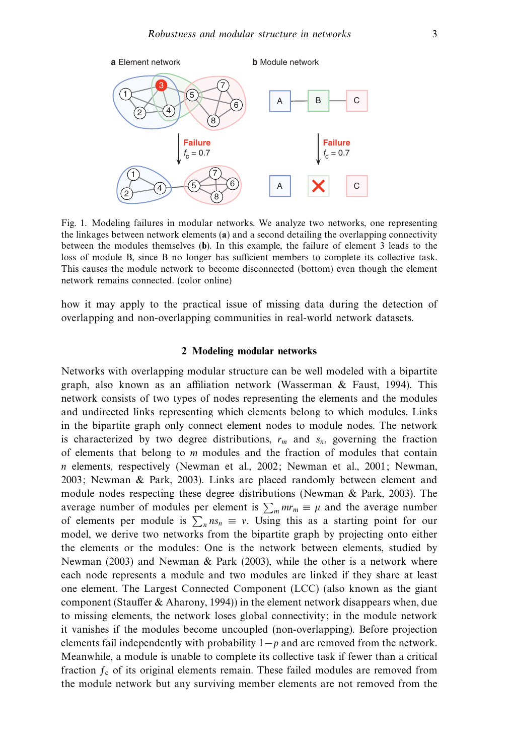Fig. 1. Modeling failures in modular networks. We analyze two networks, one representing the linkages between network elements (**a**) and a second detailing the overlapping connectivity between the modules themselves (**b**). In this example, the failure of element 3 leads to the loss of module B, since B no longer has sufficient members to complete its collective task. This causes the module network to become disconnected (bottom) even though the element network remains connected. (color online)

how it may apply to the practical issue of missing data during the detection of overlapping and non-overlapping communities in real-world network datasets.

## 2 Modeling modular networks

Networks with overlapping modular structure can be well modeled with a bipartite graph, also known as an affiliation network (Wasserman & Faust, 1994). This network consists of two types of nodes representing the elements and the modules and undirected links representing which elements belong to which modules. Links in the bipartite graph only connect element nodes to module nodes. The network is characterized by two degree distributions, $r_m$ and $s_n$, governing the fraction of elements that belong to $m$ modules and the fraction of modules that contain $n$ elements, respectively (Newman et al., 2002; Newman et al., 2001; Newman, 2003; Newman & Park, 2003). Links are placed randomly between element and module nodes respecting these degree distributions (Newman & Park, 2003). The average number of modules per element is $\sum_m m r_m \equiv \mu$ and the average number of elements per module is $\sum_n n s_n \equiv \nu$. Using this as a starting point for our model, we derive two networks from the bipartite graph by projecting onto either the elements or the modules: One is the network between elements, studied by Newman (2003) and Newman & Park (2003), while the other is a network where each node represents a module and two modules are linked if they share at least one element. The Largest Connected Component (LCC) (also known as the giant component (Stauffer & Aharony, 1994)) in the element network disappears when, due to missing elements, the network loses global connectivity; in the module network it vanishes if the modules become uncoupled (non-overlapping). Before projection elements fail independently with probability $1-p$ and are removed from the network. Meanwhile, a module is unable to complete its collective task if fewer than a critical fraction $f_c$ of its original elements remain. These failed modules are removed from the module network but any surviving member elements are not removed from the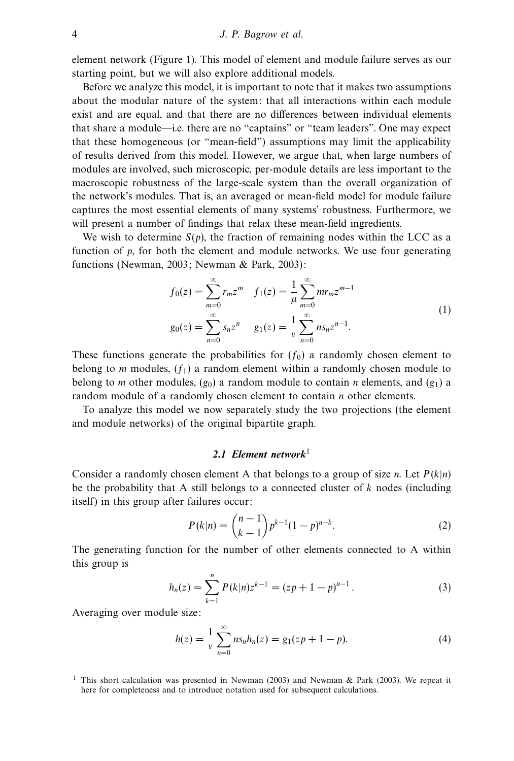element network (Figure 1). This model of element and module failure serves as our starting point, but we will also explore additional models.

Before we analyze this model, it is important to note that it makes two assumptions about the modular nature of the system: that all interactions within each module exist and are equal, and that there are no differences between individual elements that share a module—i.e. there are no "captains" or "team leaders". One may expect that these homogeneous (or "mean-field") assumptions may limit the applicability of results derived from this model. However, we argue that, when large numbers of modules are involved, such microscopic, per-module details are less important to the macroscopic robustness of the large-scale system than the overall organization of the network's modules. That is, an averaged or mean-field model for module failure captures the most essential elements of many systems' robustness. Furthermore, we will present a number of findings that relax these mean-field ingredients.

We wish to determine $S(p)$, the fraction of remaining nodes within the LCC as a function of $p$, for both the element and module networks. We use four generating functions (Newman, 2003; Newman & Park, 2003):

$$
\begin{aligned}
f_0(z) &= \sum_{m=0}^{\infty} r_m z^m \quad f_1(z) = \frac{1}{\mu} \sum_{m=0}^{\infty} m r_m z^{m-1} \\
g_0(z) &= \sum_{n=0}^{\infty} s_n z^n \quad\ \ g_1(z) = \frac{1}{\nu} \sum_{n=0}^{\infty} n s_n z^{n-1}.
\end{aligned}
\tag{1}
$$

These functions generate the probabilities for ($f_0$) a randomly chosen element to belong to $m$ modules, ($f_1$) a random element within a randomly chosen module to belong to $m$ other modules, ($g_0$) a random module to contain $n$ elements, and ($g_1$) a random module of a randomly chosen element to contain $n$ other elements.

To analyze this model we now separately study the two projections (the element and module networks) of the original bipartite graph.

### *2.1 Element network*[1]

Consider a randomly chosen element A that belongs to a group of size $n$. Let $P(k|n)$ be the probability that A still belongs to a connected cluster of $k$ nodes (including itself) in this group after failures occur:

$$
P(k|n) = \binom{n-1}{k-1} p^{k-1} (1-p)^{n-k}. \tag{2}
$$

The generating function for the number of other elements connected to A within this group is

$$
h_n(z) = \sum_{k=1}^{n} P(k|n) z^{k-1} = (zp + 1 - p)^{n-1}. \tag{3}
$$

Averaging over module size:

$$
h(z) = \frac{1}{\nu} \sum_{n=0}^{\infty} n s_n h_n(z) = g_1(zp + 1 - p). \tag{4}
$$

[1] This short calculation was presented in Newman (2003) and Newman & Park (2003). We repeat it here for completeness and to introduce notation used for subsequent calculations.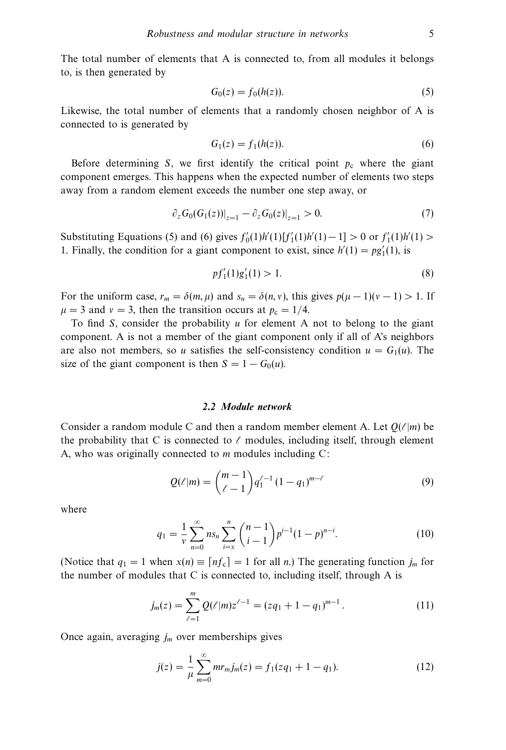The total number of elements that A is connected to, from all modules it belongs to, is then generated by

$$G_0(z) = f_0(h(z)). \tag{5}$$

Likewise, the total number of elements that a randomly chosen neighbor of A is connected to is generated by

$$G_1(z) = f_1(h(z)). \tag{6}$$

Before determining $S$, we first identify the critical point $p_c$ where the giant component emerges. This happens when the expected number of elements two steps away from a random element exceeds the number one step away, or

$$\partial_z G_0(G_1(z))|_{z=1} - \partial_z G_0(z)|_{z=1} > 0. \tag{7}$$

Substituting Equations (5) and (6) gives $f_0'(1)h'(1)[f_1'(1)h'(1) - 1] > 0$ or $f_1'(1)h'(1) > 1$. Finally, the condition for a giant component to exist, since $h'(1) = pg_1'(1)$, is

$$pf_1'(1)g_1'(1) > 1. \tag{8}$$

For the uniform case, $r_m = \delta(m, \mu)$ and $s_n = \delta(n, v)$, this gives $p(\mu - 1)(v - 1) > 1$. If $\mu = 3$ and $v = 3$, then the transition occurs at $p_c = 1/4$.

To find $S$, consider the probability $u$ for element A not to belong to the giant component. A is not a member of the giant component only if all of A's neighbors are also not members, so $u$ satisfies the self-consistency condition $u = G_1(u)$. The size of the giant component is then $S = 1 - G_0(u)$.

### *2.2 Module network*

Consider a random module C and then a random member element A. Let $Q(\ell|m)$ be the probability that C is connected to $\ell$ modules, including itself, through element A, who was originally connected to $m$ modules including C:

$$Q(\ell|m) = \binom{m-1}{\ell-1} q_1^{\ell-1} (1 - q_1)^{m-\ell} \tag{9}$$

where

$$q_1 = \frac{1}{v} \sum_{n=0}^{\infty} n s_n \sum_{i=x}^{n} \binom{n-1}{i-1} p^{i-1} (1-p)^{n-i}. \tag{10}$$

(Notice that $q_1 = 1$ when $x(n) \equiv \lceil n f_c \rceil = 1$ for all $n$.) The generating function $j_m$ for the number of modules that C is connected to, including itself, through A is

$$j_m(z) = \sum_{\ell=1}^{m} Q(\ell|m) z^{\ell-1} = (zq_1 + 1 - q_1)^{m-1}. \tag{11}$$

Once again, averaging $j_m$ over memberships gives

$$j(z) = \frac{1}{\mu} \sum_{m=0}^{\infty} m r_m j_m(z) = f_1(zq_1 + 1 - q_1). \tag{12}$$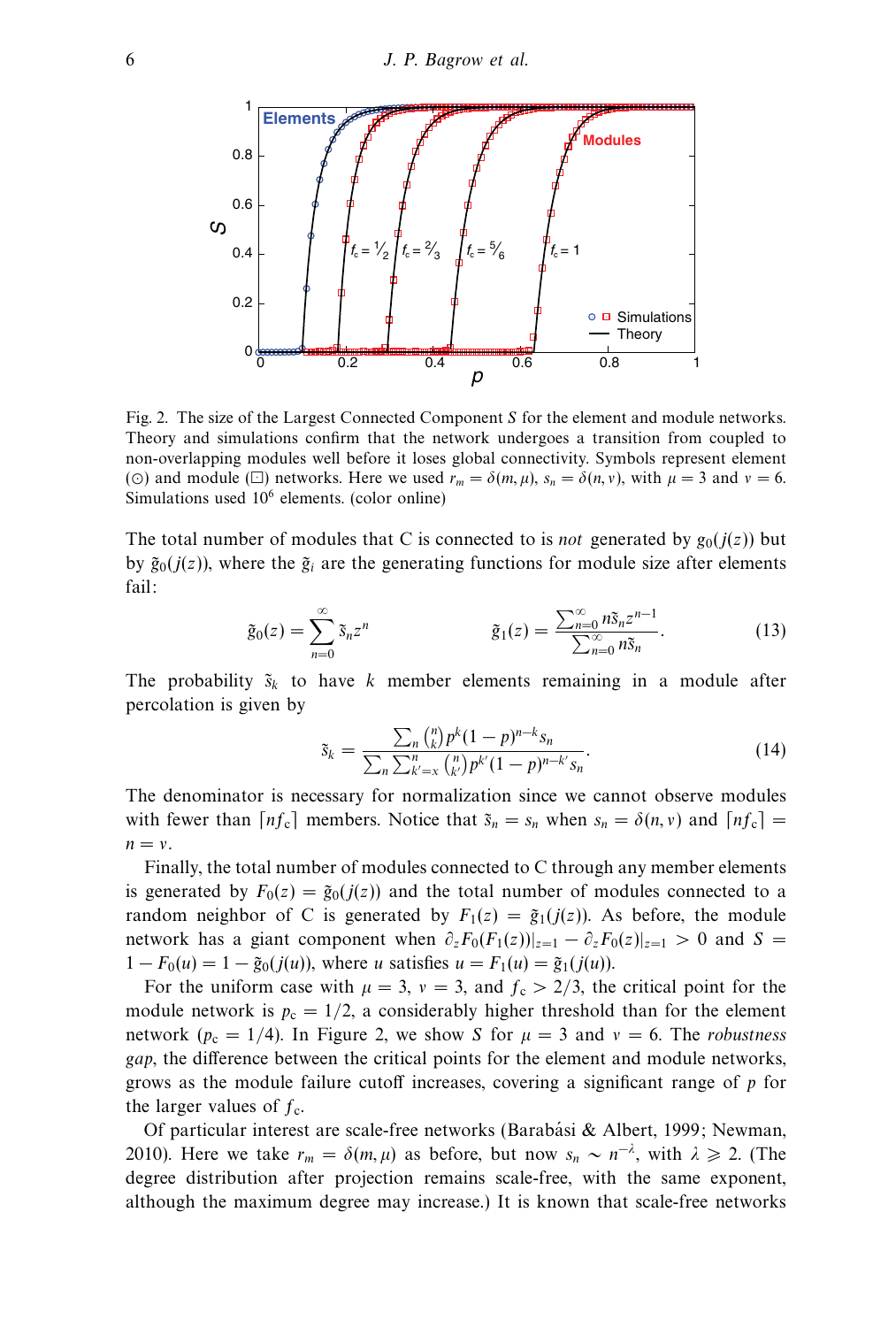Fig. 2. The size of the Largest Connected Component $S$ for the element and module networks. Theory and simulations confirm that the network undergoes a transition from coupled to non-overlapping modules well before it loses global connectivity. Symbols represent element (⊙) and module (⊡) networks. Here we used $r_m = \delta(m, \mu)$, $s_n = \delta(n, \nu)$, with $\mu = 3$ and $\nu = 6$. Simulations used $10^6$ elements. (color online)

The total number of modules that C is connected to is *not* generated by $g_0(j(z))$ but by $\tilde{g}_0(j(z))$, where the $\tilde{g}_i$ are the generating functions for module size after elements fail:

$$\tilde{g}_0(z) = \sum_{n=0}^{\infty} \tilde{s}_n z^n \qquad\qquad \tilde{g}_1(z) = \frac{\sum_{n=0}^{\infty} n\tilde{s}_n z^{n-1}}{\sum_{n=0}^{\infty} n\tilde{s}_n}. \tag{13}$$

The probability $\tilde{s}_k$ to have $k$ member elements remaining in a module after percolation is given by

$$\tilde{s}_k = \frac{\sum_n \binom{n}{k} p^k (1-p)^{n-k} s_n}{\sum_n \sum_{k'=x}^{n} \binom{n}{k'} p^{k'} (1-p)^{n-k'} s_n}. \tag{14}$$

The denominator is necessary for normalization since we cannot observe modules with fewer than $\lceil n f_c \rceil$ members. Notice that $\tilde{s}_n = s_n$ when $s_n = \delta(n, \nu)$ and $\lceil n f_c \rceil = n = \nu$.

Finally, the total number of modules connected to C through any member elements is generated by $F_0(z) = \tilde{g}_0(j(z))$ and the total number of modules connected to a random neighbor of C is generated by $F_1(z) = \tilde{g}_1(j(z))$. As before, the module network has a giant component when $\partial_z F_0(F_1(z))|_{z=1} - \partial_z F_0(z)|_{z=1} > 0$ and $S = 1 - F_0(u) = 1 - \tilde{g}_0(j(u))$, where $u$ satisfies $u = F_1(u) = \tilde{g}_1(j(u))$.

For the uniform case with $\mu = 3$, $\nu = 3$, and $f_c > 2/3$, the critical point for the module network is $p_c = 1/2$, a considerably higher threshold than for the element network ($p_c = 1/4$). In Figure 2, we show $S$ for $\mu = 3$ and $\nu = 6$. The *robustness gap*, the difference between the critical points for the element and module networks, grows as the module failure cutoff increases, covering a significant range of $p$ for the larger values of $f_c$.

Of particular interest are scale-free networks (Barabási & Albert, 1999; Newman, 2010). Here we take $r_m = \delta(m, \mu)$ as before, but now $s_n \sim n^{-\lambda}$, with $\lambda \geqslant 2$. (The degree distribution after projection remains scale-free, with the same exponent, although the maximum degree may increase.) It is known that scale-free networks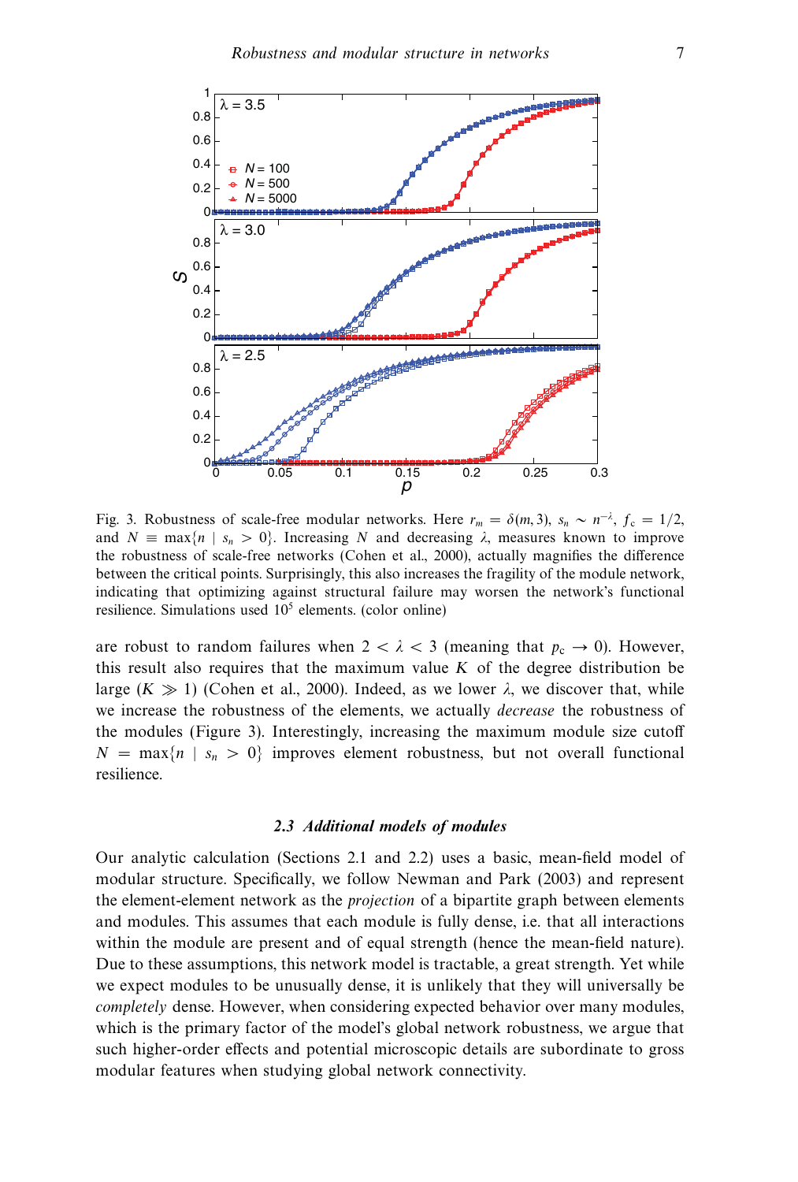Fig. 3. Robustness of scale-free modular networks. Here $r_m = \delta(m, 3)$, $s_n \sim n^{-\lambda}$, $f_c = 1/2$, and $N \equiv \max\{n \mid s_n > 0\}$. Increasing $N$ and decreasing $\lambda$, measures known to improve the robustness of scale-free networks (Cohen et al., 2000), actually magnifies the difference between the critical points. Surprisingly, this also increases the fragility of the module network, indicating that optimizing against structural failure may worsen the network's functional resilience. Simulations used $10^5$ elements. (color online)

are robust to random failures when $2 < \lambda < 3$ (meaning that $p_c \to 0$). However, this result also requires that the maximum value $K$ of the degree distribution be large ($K \gg 1$) (Cohen et al., 2000). Indeed, as we lower $\lambda$, we discover that, while we increase the robustness of the elements, we actually *decrease* the robustness of the modules (Figure 3). Interestingly, increasing the maximum module size cutoff $N = \max\{n \mid s_n > 0\}$ improves element robustness, but not overall functional resilience.

### 2.3 *Additional models of modules*

Our analytic calculation (Sections 2.1 and 2.2) uses a basic, mean-field model of modular structure. Specifically, we follow Newman and Park (2003) and represent the element-element network as the *projection* of a bipartite graph between elements and modules. This assumes that each module is fully dense, i.e. that all interactions within the module are present and of equal strength (hence the mean-field nature). Due to these assumptions, this network model is tractable, a great strength. Yet while we expect modules to be unusually dense, it is unlikely that they will universally be *completely* dense. However, when considering expected behavior over many modules, which is the primary factor of the model's global network robustness, we argue that such higher-order effects and potential microscopic details are subordinate to gross modular features when studying global network connectivity.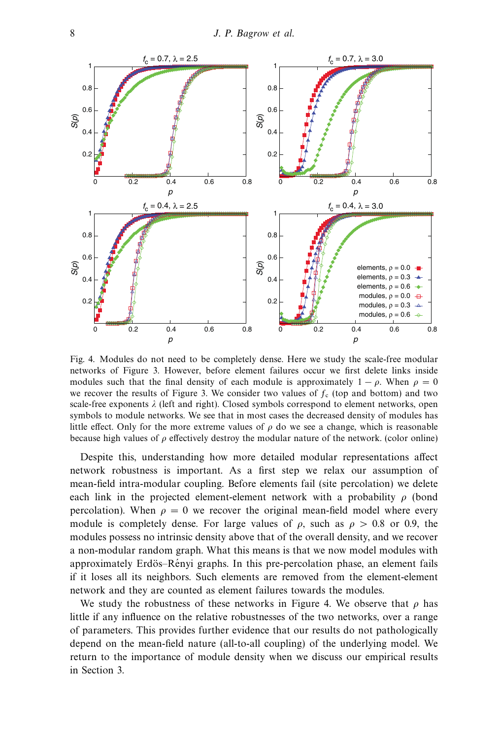Fig. 4. Modules do not need to be completely dense. Here we study the scale-free modular networks of Figure 3. However, before element failures occur we first delete links inside modules such that the final density of each module is approximately $1 - \rho$. When $\rho = 0$ we recover the results of Figure 3. We consider two values of $f_c$ (top and bottom) and two scale-free exponents $\lambda$ (left and right). Closed symbols correspond to element networks, open symbols to module networks. We see that in most cases the decreased density of modules has little effect. Only for the more extreme values of $\rho$ do we see a change, which is reasonable because high values of $\rho$ effectively destroy the modular nature of the network. (color online)

Despite this, understanding how more detailed modular representations affect network robustness is important. As a first step we relax our assumption of mean-field intra-modular coupling. Before elements fail (site percolation) we delete each link in the projected element-element network with a probability $\rho$ (bond percolation). When $\rho = 0$ we recover the original mean-field model where every module is completely dense. For large values of $\rho$, such as $\rho > 0.8$ or 0.9, the modules possess no intrinsic density above that of the overall density, and we recover a non-modular random graph. What this means is that we now model modules with approximately Erdös–Rényi graphs. In this pre-percolation phase, an element fails if it loses all its neighbors. Such elements are removed from the element-element network and they are counted as element failures towards the modules.

We study the robustness of these networks in Figure 4. We observe that $\rho$ has little if any influence on the relative robustnesses of the two networks, over a range of parameters. This provides further evidence that our results do not pathologically depend on the mean-field nature (all-to-all coupling) of the underlying model. We return to the importance of module density when we discuss our empirical results in Section 3.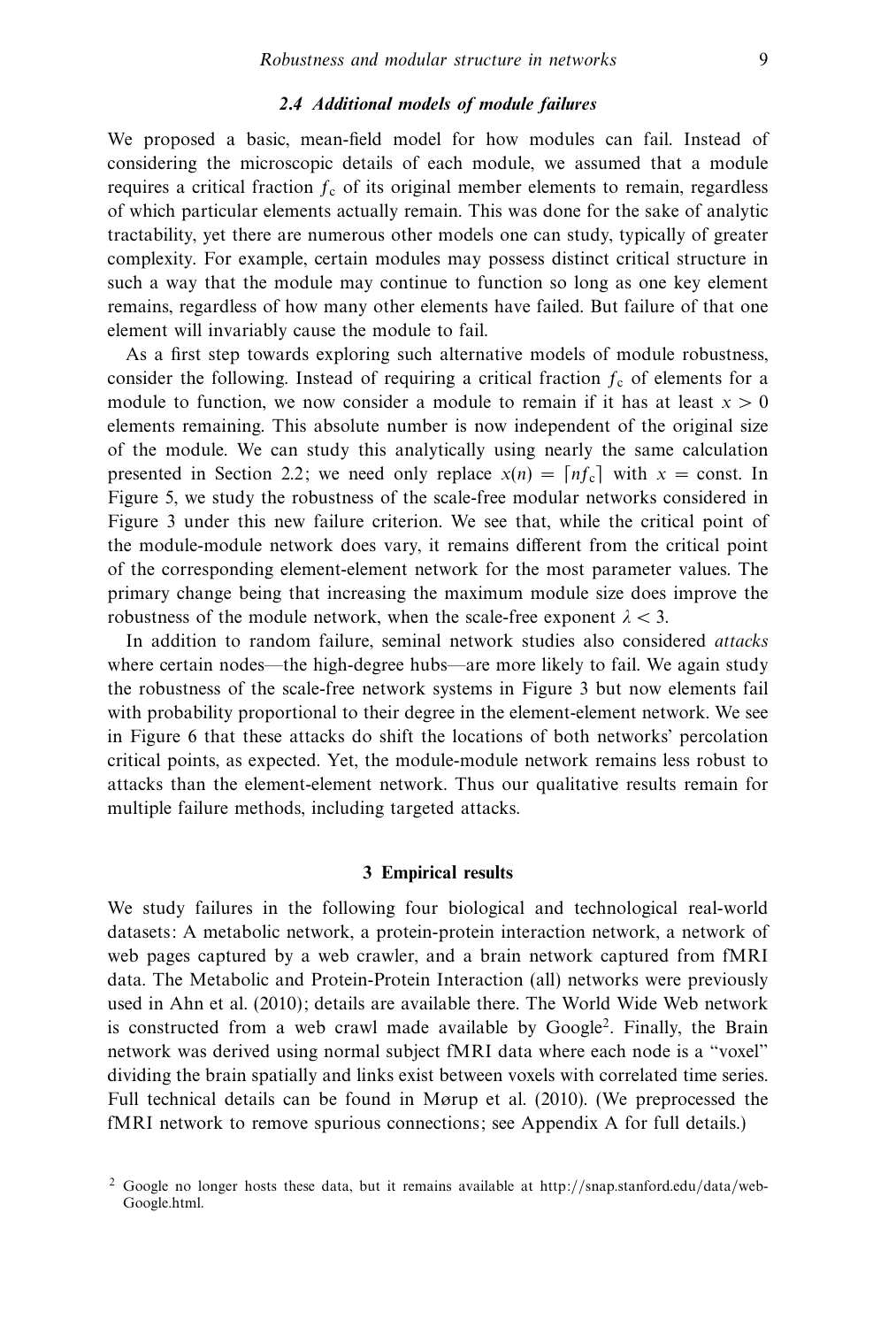### 2.4 Additional models of module failures

We proposed a basic, mean-field model for how modules can fail. Instead of considering the microscopic details of each module, we assumed that a module requires a critical fraction $f_c$ of its original member elements to remain, regardless of which particular elements actually remain. This was done for the sake of analytic tractability, yet there are numerous other models one can study, typically of greater complexity. For example, certain modules may possess distinct critical structure in such a way that the module may continue to function so long as one key element remains, regardless of how many other elements have failed. But failure of that one element will invariably cause the module to fail.

As a first step towards exploring such alternative models of module robustness, consider the following. Instead of requiring a critical fraction $f_c$ of elements for a module to function, we now consider a module to remain if it has at least $x > 0$ elements remaining. This absolute number is now independent of the original size of the module. We can study this analytically using nearly the same calculation presented in Section 2.2; we need only replace $x(n) = \lceil nf_c \rceil$ with $x = \text{const}$. In Figure 5, we study the robustness of the scale-free modular networks considered in Figure 3 under this new failure criterion. We see that, while the critical point of the module-module network does vary, it remains different from the critical point of the corresponding element-element network for the most parameter values. The primary change being that increasing the maximum module size does improve the robustness of the module network, when the scale-free exponent $\lambda < 3$.

In addition to random failure, seminal network studies also considered *attacks* where certain nodes—the high-degree hubs—are more likely to fail. We again study the robustness of the scale-free network systems in Figure 3 but now elements fail with probability proportional to their degree in the element-element network. We see in Figure 6 that these attacks do shift the locations of both networks' percolation critical points, as expected. Yet, the module-module network remains less robust to attacks than the element-element network. Thus our qualitative results remain for multiple failure methods, including targeted attacks.

## 3 Empirical results

We study failures in the following four biological and technological real-world datasets: A metabolic network, a protein-protein interaction network, a network of web pages captured by a web crawler, and a brain network captured from fMRI data. The Metabolic and Protein-Protein Interaction (all) networks were previously used in Ahn et al. (2010); details are available there. The World Wide Web network is constructed from a web crawl made available by Google[2]. Finally, the Brain network was derived using normal subject fMRI data where each node is a "voxel" dividing the brain spatially and links exist between voxels with correlated time series. Full technical details can be found in Mørup et al. (2010). (We preprocessed the fMRI network to remove spurious connections; see Appendix A for full details.)

[2] Google no longer hosts these data, but it remains available at http://snap.stanford.edu/data/web-Google.html.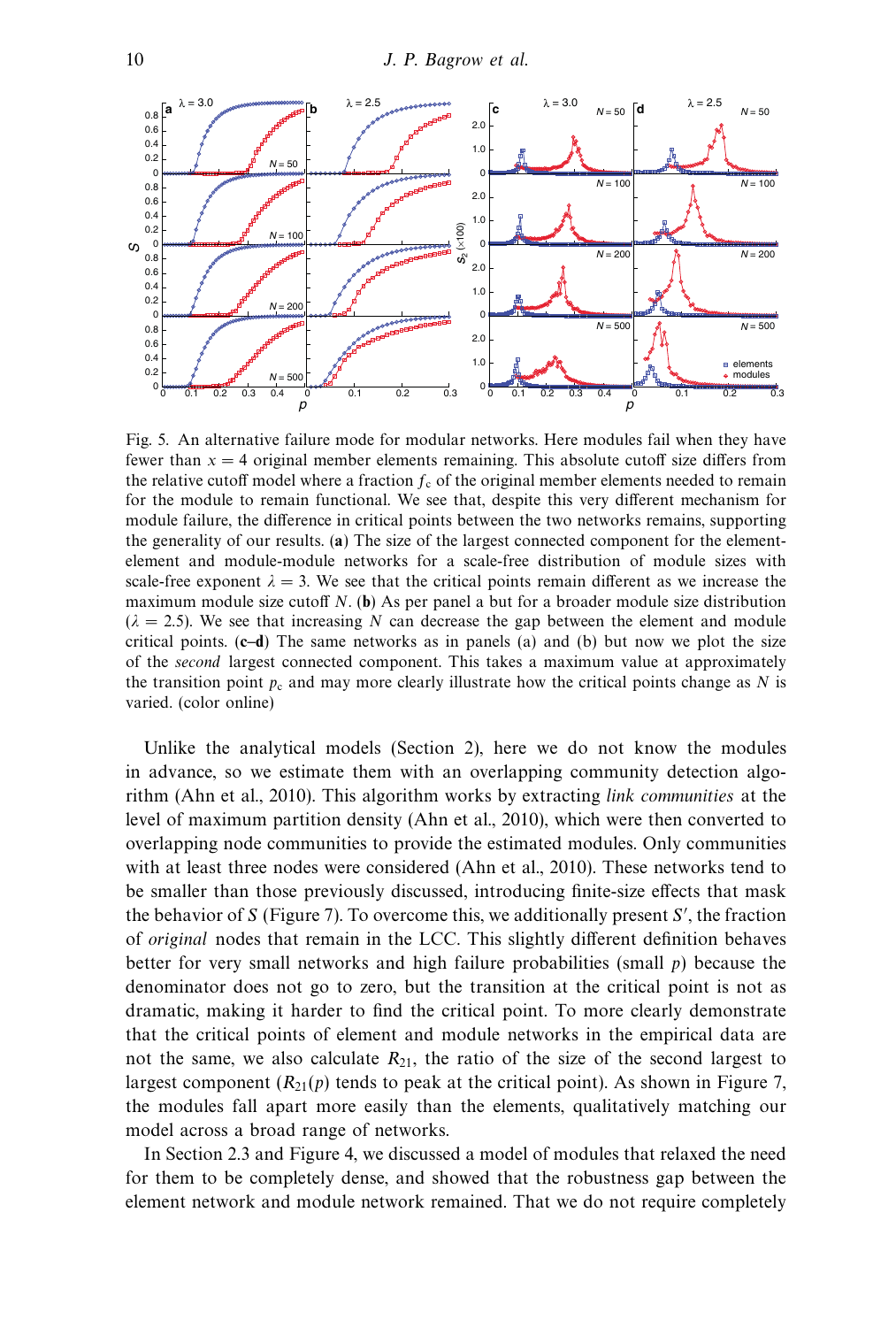Fig. 5. An alternative failure mode for modular networks. Here modules fail when they have fewer than $x = 4$ original member elements remaining. This absolute cutoff size differs from the relative cutoff model where a fraction $f_c$ of the original member elements needed to remain for the module to remain functional. We see that, despite this very different mechanism for module failure, the difference in critical points between the two networks remains, supporting the generality of our results. (**a**) The size of the largest connected component for the element-element and module-module networks for a scale-free distribution of module sizes with scale-free exponent $\lambda = 3$. We see that the critical points remain different as we increase the maximum module size cutoff $N$. (**b**) As per panel a but for a broader module size distribution ($\lambda = 2.5$). We see that increasing $N$ can decrease the gap between the element and module critical points. (**c–d**) The same networks as in panels (a) and (b) but now we plot the size of the *second* largest connected component. This takes a maximum value at approximately the transition point $p_c$ and may more clearly illustrate how the critical points change as $N$ is varied. (color online)

Unlike the analytical models (Section 2), here we do not know the modules in advance, so we estimate them with an overlapping community detection algorithm (Ahn et al., 2010). This algorithm works by extracting *link communities* at the level of maximum partition density (Ahn et al., 2010), which were then converted to overlapping node communities to provide the estimated modules. Only communities with at least three nodes were considered (Ahn et al., 2010). These networks tend to be smaller than those previously discussed, introducing finite-size effects that mask the behavior of $S$ (Figure 7). To overcome this, we additionally present $S'$, the fraction of *original* nodes that remain in the LCC. This slightly different definition behaves better for very small networks and high failure probabilities (small $p$) because the denominator does not go to zero, but the transition at the critical point is not as dramatic, making it harder to find the critical point. To more clearly demonstrate that the critical points of element and module networks in the empirical data are not the same, we also calculate $R_{21}$, the ratio of the size of the second largest to largest component ($R_{21}(p)$ tends to peak at the critical point). As shown in Figure 7, the modules fall apart more easily than the elements, qualitatively matching our model across a broad range of networks.

In Section 2.3 and Figure 4, we discussed a model of modules that relaxed the need for them to be completely dense, and showed that the robustness gap between the element network and module network remained. That we do not require completely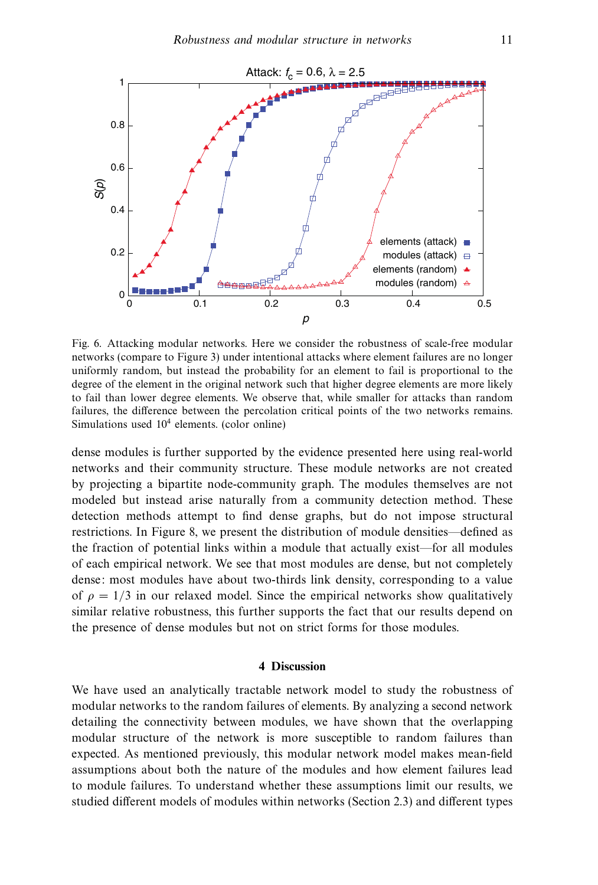Fig. 6. Attacking modular networks. Here we consider the robustness of scale-free modular networks (compare to Figure 3) under intentional attacks where element failures are no longer uniformly random, but instead the probability for an element to fail is proportional to the degree of the element in the original network such that higher degree elements are more likely to fail than lower degree elements. We observe that, while smaller for attacks than random failures, the difference between the percolation critical points of the two networks remains. Simulations used $10^4$ elements. (color online)

dense modules is further supported by the evidence presented here using real-world networks and their community structure. These module networks are not created by projecting a bipartite node-community graph. The modules themselves are not modeled but instead arise naturally from a community detection method. These detection methods attempt to find dense graphs, but do not impose structural restrictions. In Figure 8, we present the distribution of module densities—defined as the fraction of potential links within a module that actually exist—for all modules of each empirical network. We see that most modules are dense, but not completely dense: most modules have about two-thirds link density, corresponding to a value of $\rho = 1/3$ in our relaxed model. Since the empirical networks show qualitatively similar relative robustness, this further supports the fact that our results depend on the presence of dense modules but not on strict forms for those modules.

## 4 Discussion

We have used an analytically tractable network model to study the robustness of modular networks to the random failures of elements. By analyzing a second network detailing the connectivity between modules, we have shown that the overlapping modular structure of the network is more susceptible to random failures than expected. As mentioned previously, this modular network model makes mean-field assumptions about both the nature of the modules and how element failures lead to module failures. To understand whether these assumptions limit our results, we studied different models of modules within networks (Section 2.3) and different types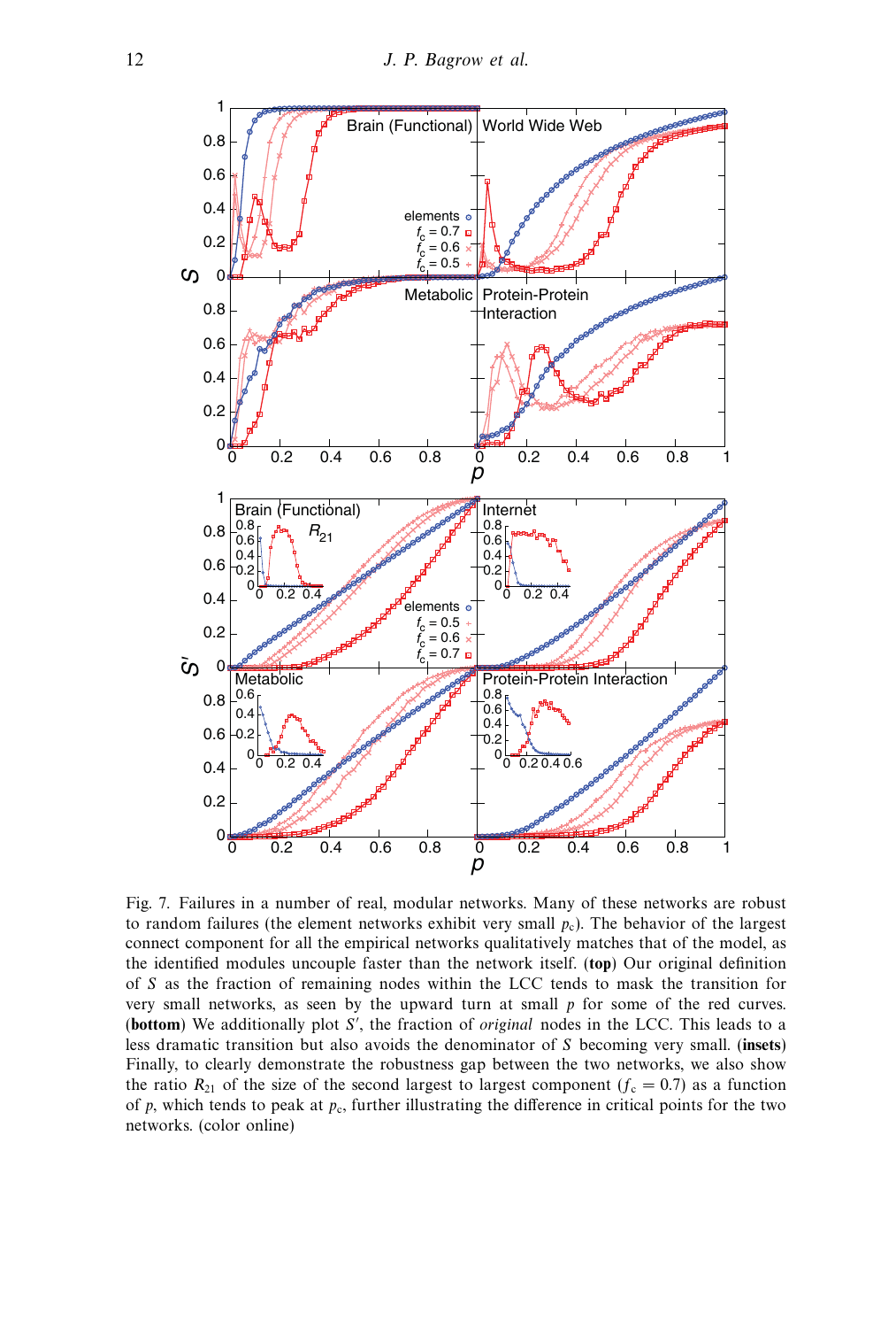Fig. 7. Failures in a number of real, modular networks. Many of these networks are robust to random failures (the element networks exhibit very small $p_c$). The behavior of the largest connect component for all the empirical networks qualitatively matches that of the model, as the identified modules uncouple faster than the network itself. (**top**) Our original definition of $S$ as the fraction of remaining nodes within the LCC tends to mask the transition for very small networks, as seen by the upward turn at small $p$ for some of the red curves. (**bottom**) We additionally plot $S'$, the fraction of *original* nodes in the LCC. This leads to a less dramatic transition but also avoids the denominator of $S$ becoming very small. (**insets**) Finally, to clearly demonstrate the robustness gap between the two networks, we also show the ratio $R_{21}$ of the size of the second largest to largest component ($f_c = 0.7$) as a function of $p$, which tends to peak at $p_c$, further illustrating the difference in critical points for the two networks. (color online)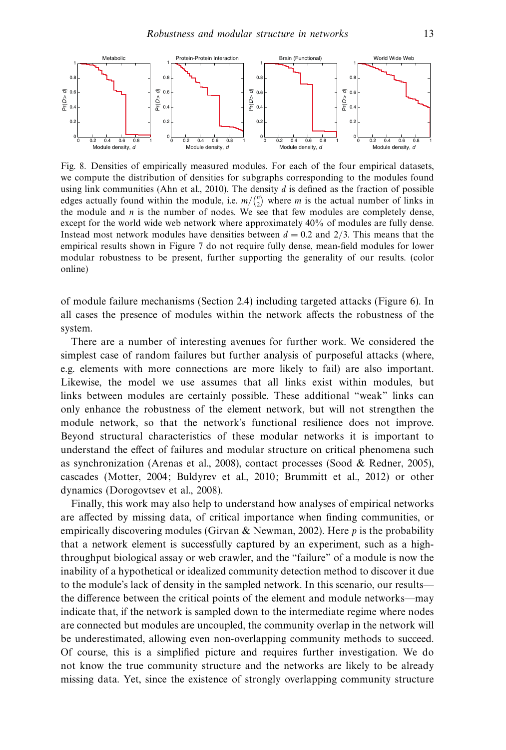Fig. 8. Densities of empirically measured modules. For each of the four empirical datasets, we compute the distribution of densities for subgraphs corresponding to the modules found using link communities (Ahn et al., 2010). The density $d$ is defined as the fraction of possible edges actually found within the module, i.e. $m/\binom{n}{2}$ where $m$ is the actual number of links in the module and $n$ is the number of nodes. We see that few modules are completely dense, except for the world wide web network where approximately 40% of modules are fully dense. Instead most network modules have densities between $d = 0.2$ and $2/3$. This means that the empirical results shown in Figure 7 do not require fully dense, mean-field modules for lower modular robustness to be present, further supporting the generality of our results. (color online)

of module failure mechanisms (Section 2.4) including targeted attacks (Figure 6). In all cases the presence of modules within the network affects the robustness of the system.

There are a number of interesting avenues for further work. We considered the simplest case of random failures but further analysis of purposeful attacks (where, e.g. elements with more connections are more likely to fail) are also important. Likewise, the model we use assumes that all links exist within modules, but links between modules are certainly possible. These additional "weak" links can only enhance the robustness of the element network, but will not strengthen the module network, so that the network's functional resilience does not improve. Beyond structural characteristics of these modular networks it is important to understand the effect of failures and modular structure on critical phenomena such as synchronization (Arenas et al., 2008), contact processes (Sood & Redner, 2005), cascades (Motter, 2004; Buldyrev et al., 2010; Brummitt et al., 2012) or other dynamics (Dorogovtsev et al., 2008).

Finally, this work may also help to understand how analyses of empirical networks are affected by missing data, of critical importance when finding communities, or empirically discovering modules (Girvan & Newman, 2002). Here $p$ is the probability that a network element is successfully captured by an experiment, such as a high-throughput biological assay or web crawler, and the "failure" of a module is now the inability of a hypothetical or idealized community detection method to discover it due to the module's lack of density in the sampled network. In this scenario, our results—the difference between the critical points of the element and module networks—may indicate that, if the network is sampled down to the intermediate regime where nodes are connected but modules are uncoupled, the community overlap in the network will be underestimated, allowing even non-overlapping community methods to succeed. Of course, this is a simplified picture and requires further investigation. We do not know the true community structure and the networks are likely to be already missing data. Yet, since the existence of strongly overlapping community structure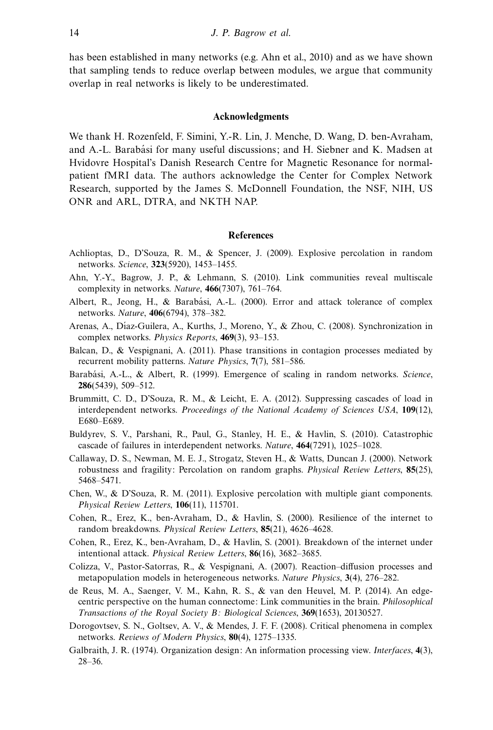has been established in many networks (e.g. Ahn et al., 2010) and as we have shown that sampling tends to reduce overlap between modules, we argue that community overlap in real networks is likely to be underestimated.

## Acknowledgments

We thank H. Rozenfeld, F. Simini, Y.-R. Lin, J. Menche, D. Wang, D. ben-Avraham, and A.-L. Barabási for many useful discussions; and H. Siebner and K. Madsen at Hvidovre Hospital's Danish Research Centre for Magnetic Resonance for normal-patient fMRI data. The authors acknowledge the Center for Complex Network Research, supported by the James S. McDonnell Foundation, the NSF, NIH, US ONR and ARL, DTRA, and NKTH NAP.

## References

Achlioptas, D., D'Souza, R. M., & Spencer, J. (2009). Explosive percolation in random networks. *Science*, **323**(5920), 1453–1455.

Ahn, Y.-Y., Bagrow, J. P., & Lehmann, S. (2010). Link communities reveal multiscale complexity in networks. *Nature*, **466**(7307), 761–764.

Albert, R., Jeong, H., & Barabási, A.-L. (2000). Error and attack tolerance of complex networks. *Nature*, **406**(6794), 378–382.

Arenas, A., Díaz-Guilera, A., Kurths, J., Moreno, Y., & Zhou, C. (2008). Synchronization in complex networks. *Physics Reports*, **469**(3), 93–153.

Balcan, D., & Vespignani, A. (2011). Phase transitions in contagion processes mediated by recurrent mobility patterns. *Nature Physics*, **7**(7), 581–586.

Barabási, A.-L., & Albert, R. (1999). Emergence of scaling in random networks. *Science*, **286**(5439), 509–512.

Brummitt, C. D., D'Souza, R. M., & Leicht, E. A. (2012). Suppressing cascades of load in interdependent networks. *Proceedings of the National Academy of Sciences USA*, **109**(12), E680–E689.

Buldyrev, S. V., Parshani, R., Paul, G., Stanley, H. E., & Havlin, S. (2010). Catastrophic cascade of failures in interdependent networks. *Nature*, **464**(7291), 1025–1028.

Callaway, D. S., Newman, M. E. J., Strogatz, Steven H., & Watts, Duncan J. (2000). Network robustness and fragility: Percolation on random graphs. *Physical Review Letters*, **85**(25), 5468–5471.

Chen, W., & D'Souza, R. M. (2011). Explosive percolation with multiple giant components. *Physical Review Letters*, **106**(11), 115701.

Cohen, R., Erez, K., ben-Avraham, D., & Havlin, S. (2000). Resilience of the internet to random breakdowns. *Physical Review Letters*, **85**(21), 4626–4628.

Cohen, R., Erez, K., ben-Avraham, D., & Havlin, S. (2001). Breakdown of the internet under intentional attack. *Physical Review Letters*, **86**(16), 3682–3685.

Colizza, V., Pastor-Satorras, R., & Vespignani, A. (2007). Reaction–diffusion processes and metapopulation models in heterogeneous networks. *Nature Physics*, **3**(4), 276–282.

de Reus, M. A., Saenger, V. M., Kahn, R. S., & van den Heuvel, M. P. (2014). An edge-centric perspective on the human connectome: Link communities in the brain. *Philosophical Transactions of the Royal Society B: Biological Sciences*, **369**(1653), 20130527.

Dorogovtsev, S. N., Goltsev, A. V., & Mendes, J. F. F. (2008). Critical phenomena in complex networks. *Reviews of Modern Physics*, **80**(4), 1275–1335.

Galbraith, J. R. (1974). Organization design: An information processing view. *Interfaces*, **4**(3), 28–36.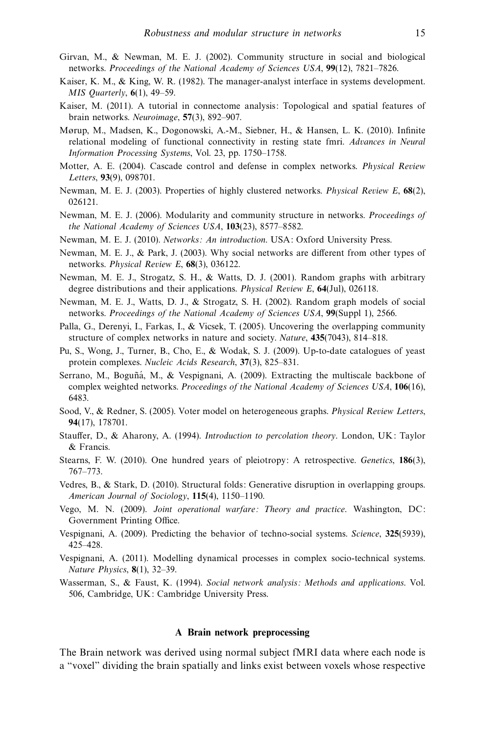Girvan, M., & Newman, M. E. J. (2002). Community structure in social and biological networks. *Proceedings of the National Academy of Sciences USA*, **99**(12), 7821–7826.

Kaiser, K. M., & King, W. R. (1982). The manager-analyst interface in systems development. *MIS Quarterly*, **6**(1), 49–59.

Kaiser, M. (2011). A tutorial in connectome analysis: Topological and spatial features of brain networks. *Neuroimage*, **57**(3), 892–907.

Mørup, M., Madsen, K., Dogonowski, A.-M., Siebner, H., & Hansen, L. K. (2010). Infinite relational modeling of functional connectivity in resting state fmri. *Advances in Neural Information Processing Systems*, Vol. 23, pp. 1750–1758.

Motter, A. E. (2004). Cascade control and defense in complex networks. *Physical Review Letters*, **93**(9), 098701.

Newman, M. E. J. (2003). Properties of highly clustered networks. *Physical Review E*, **68**(2), 026121.

Newman, M. E. J. (2006). Modularity and community structure in networks. *Proceedings of the National Academy of Sciences USA*, **103**(23), 8577–8582.

Newman, M. E. J. (2010). *Networks: An introduction*. USA: Oxford University Press.

Newman, M. E. J., & Park, J. (2003). Why social networks are different from other types of networks. *Physical Review E*, **68**(3), 036122.

Newman, M. E. J., Strogatz, S. H., & Watts, D. J. (2001). Random graphs with arbitrary degree distributions and their applications. *Physical Review E*, **64**(Jul), 026118.

Newman, M. E. J., Watts, D. J., & Strogatz, S. H. (2002). Random graph models of social networks. *Proceedings of the National Academy of Sciences USA*, **99**(Suppl 1), 2566.

Palla, G., Derenyi, I., Farkas, I., & Vicsek, T. (2005). Uncovering the overlapping community structure of complex networks in nature and society. *Nature*, **435**(7043), 814–818.

Pu, S., Wong, J., Turner, B., Cho, E., & Wodak, S. J. (2009). Up-to-date catalogues of yeast protein complexes. *Nucleic Acids Research*, **37**(3), 825–831.

Serrano, M., Boguñá, M., & Vespignani, A. (2009). Extracting the multiscale backbone of complex weighted networks. *Proceedings of the National Academy of Sciences USA*, **106**(16), 6483.

Sood, V., & Redner, S. (2005). Voter model on heterogeneous graphs. *Physical Review Letters*, **94**(17), 178701.

Stauffer, D., & Aharony, A. (1994). *Introduction to percolation theory*. London, UK: Taylor & Francis.

Stearns, F. W. (2010). One hundred years of pleiotropy: A retrospective. *Genetics*, **186**(3), 767–773.

Vedres, B., & Stark, D. (2010). Structural folds: Generative disruption in overlapping groups. *American Journal of Sociology*, **115**(4), 1150–1190.

Vego, M. N. (2009). *Joint operational warfare: Theory and practice*. Washington, DC: Government Printing Office.

Vespignani, A. (2009). Predicting the behavior of techno-social systems. *Science*, **325**(5939), 425–428.

Vespignani, A. (2011). Modelling dynamical processes in complex socio-technical systems. *Nature Physics*, **8**(1), 32–39.

Wasserman, S., & Faust, K. (1994). *Social network analysis: Methods and applications*. Vol. 506, Cambridge, UK: Cambridge University Press.

## A Brain network preprocessing

The Brain network was derived using normal subject fMRI data where each node is a "voxel" dividing the brain spatially and links exist between voxels whose respective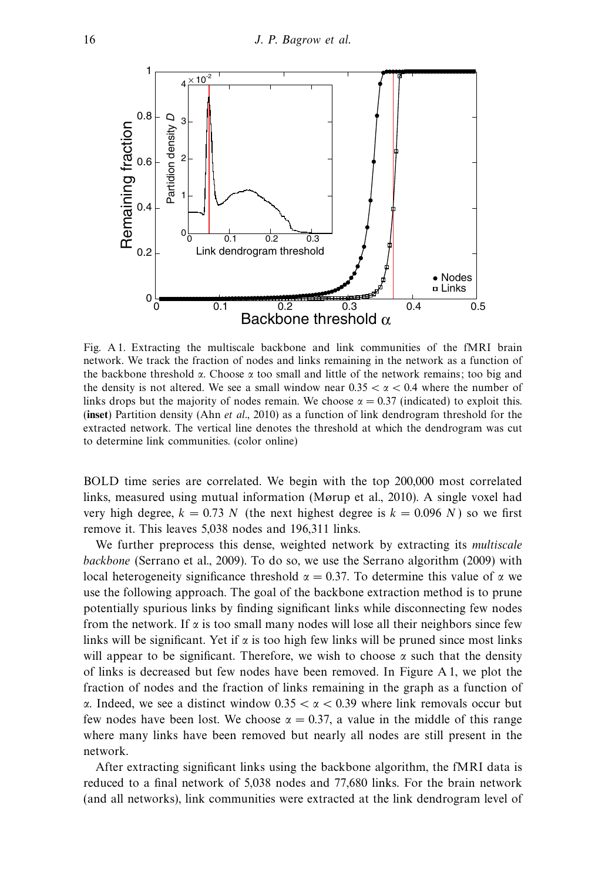Fig. A 1. Extracting the multiscale backbone and link communities of the fMRI brain network. We track the fraction of nodes and links remaining in the network as a function of the backbone threshold $\alpha$. Choose $\alpha$ too small and little of the network remains; too big and the density is not altered. We see a small window near $0.35 < \alpha < 0.4$ where the number of links drops but the majority of nodes remain. We choose $\alpha = 0.37$ (indicated) to exploit this. (**inset**) Partition density (Ahn *et al.*, 2010) as a function of link dendrogram threshold for the extracted network. The vertical line denotes the threshold at which the dendrogram was cut to determine link communities. (color online)

BOLD time series are correlated. We begin with the top 200,000 most correlated links, measured using mutual information (Mørup et al., 2010). A single voxel had very high degree, $k = 0.73\ N$ (the next highest degree is $k = 0.096\ N$) so we first remove it. This leaves 5,038 nodes and 196,311 links.

We further preprocess this dense, weighted network by extracting its *multiscale backbone* (Serrano et al., 2009). To do so, we use the Serrano algorithm (2009) with local heterogeneity significance threshold $\alpha = 0.37$. To determine this value of $\alpha$ we use the following approach. The goal of the backbone extraction method is to prune potentially spurious links by finding significant links while disconnecting few nodes from the network. If $\alpha$ is too small many nodes will lose all their neighbors since few links will be significant. Yet if $\alpha$ is too high few links will be pruned since most links will appear to be significant. Therefore, we wish to choose $\alpha$ such that the density of links is decreased but few nodes have been removed. In Figure A 1, we plot the fraction of nodes and the fraction of links remaining in the graph as a function of $\alpha$. Indeed, we see a distinct window $0.35 < \alpha < 0.39$ where link removals occur but few nodes have been lost. We choose $\alpha = 0.37$, a value in the middle of this range where many links have been removed but nearly all nodes are still present in the network.

After extracting significant links using the backbone algorithm, the fMRI data is reduced to a final network of 5,038 nodes and 77,680 links. For the brain network (and all networks), link communities were extracted at the link dendrogram level of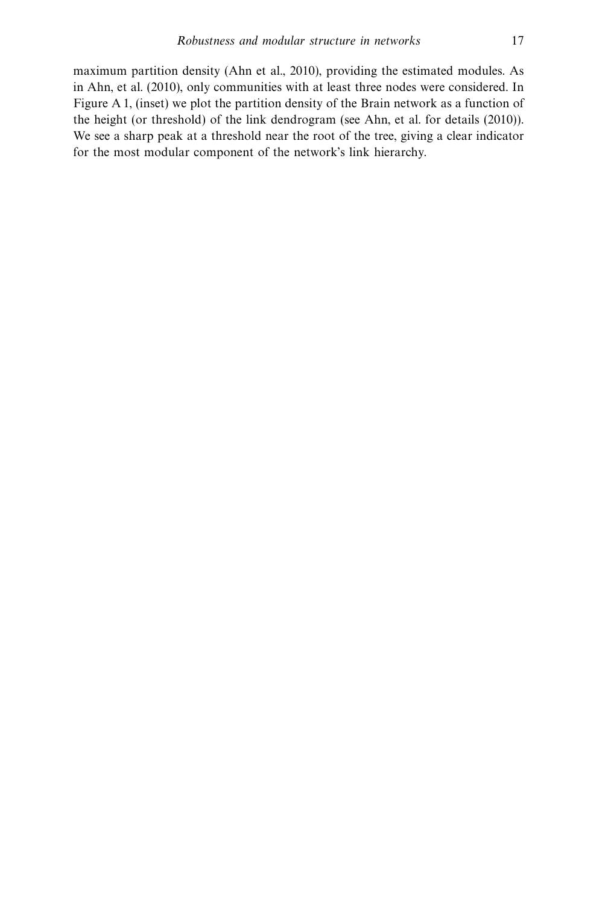maximum partition density (Ahn et al., 2010), providing the estimated modules. As in Ahn, et al. (2010), only communities with at least three nodes were considered. In Figure A 1, (inset) we plot the partition density of the Brain network as a function of the height (or threshold) of the link dendrogram (see Ahn, et al. for details (2010)). We see a sharp peak at a threshold near the root of the tree, giving a clear indicator for the most modular component of the network's link hierarchy.